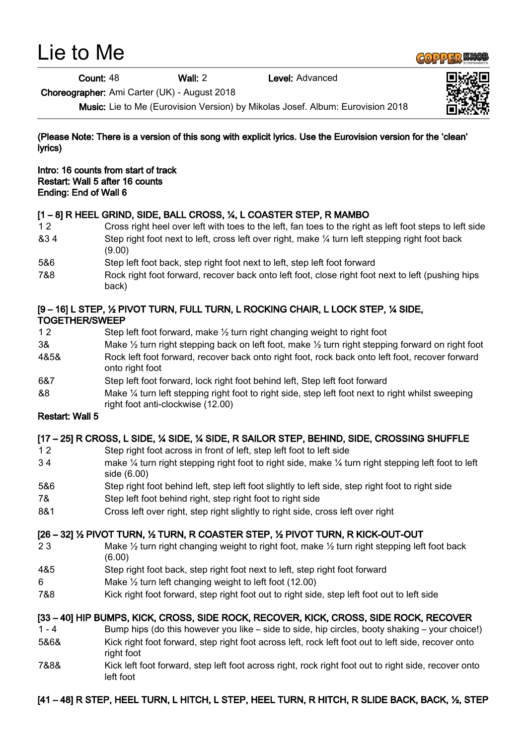# Lie to Me

**Count:** 48 **Wall:** 2 **Level:** Advanced

**Choreographer:** Ami Carter (UK) - August 2018

**Music:** Lie to Me (Eurovision Version) by Mikolas Josef. Album: Eurovision 2018

**(Please Note: There is a version of this song with explicit lyrics. Use the Eurovision version for the 'clean' lyrics)**

**Intro: 16 counts from start of track**
**Restart: Wall 5 after 16 counts**
**Ending: End of Wall 6**

**[1 – 8] R HEEL GRIND, SIDE, BALL CROSS, ¼, L COASTER STEP, R MAMBO**

| | |
|---|---|
| 1 2 | Cross right heel over left with toes to the left, fan toes to the right as left foot steps to left side |
| &3 4 | Step right foot next to left, cross left over right, make ¼ turn left stepping right foot back (9.00) |
| 5&6 | Step left foot back, step right foot next to left, step left foot forward |
| 7&8 | Rock right foot forward, recover back onto left foot, close right foot next to left (pushing hips back) |

**[9 – 16] L STEP, ½ PIVOT TURN, FULL TURN, L ROCKING CHAIR, L LOCK STEP, ¼ SIDE, TOGETHER/SWEEP**

| | |
|---|---|
| 1 2 | Step left foot forward, make ½ turn right changing weight to right foot |
| 3& | Make ½ turn right stepping back on left foot, make ½ turn right stepping forward on right foot |
| 4&5& | Rock left foot forward, recover back onto right foot, rock back onto left foot, recover forward onto right foot |
| 6&7 | Step left foot forward, lock right foot behind left, Step left foot forward |
| &8 | Make ¼ turn left stepping right foot to right side, step left foot next to right whilst sweeping right foot anti-clockwise (12.00) |

**Restart: Wall 5**

**[17 – 25] R CROSS, L SIDE, ¼ SIDE, ¼ SIDE, R SAILOR STEP, BEHIND, SIDE, CROSSING SHUFFLE**

| | |
|---|---|
| 1 2 | Step right foot across in front of left, step left foot to left side |
| 3 4 | make ¼ turn right stepping right foot to right side, make ¼ turn right stepping left foot to left side (6.00) |
| 5&6 | Step right foot behind left, step left foot slightly to left side, step right foot to right side |
| 7& | Step left foot behind right, step right foot to right side |
| 8&1 | Cross left over right, step right slightly to right side, cross left over right |

**[26 – 32] ½ PIVOT TURN, ½ TURN, R COASTER STEP, ½ PIVOT TURN, R KICK-OUT-OUT**

| | |
|---|---|
| 2 3 | Make ½ turn right changing weight to right foot, make ½ turn right stepping left foot back (6.00) |
| 4&5 | Step right foot back, step right foot next to left, step right foot forward |
| 6 | Make ½ turn left changing weight to left foot (12.00) |
| 7&8 | Kick right foot forward, step right foot out to right side, step left foot out to left side |

**[33 – 40] HIP BUMPS, KICK, CROSS, SIDE ROCK, RECOVER, KICK, CROSS, SIDE ROCK, RECOVER**

| | |
|---|---|
| 1 - 4 | Bump hips (do this however you like – side to side, hip circles, booty shaking – your choice!) |
| 5&6& | Kick right foot forward, step right foot across left, rock left foot out to left side, recover onto right foot |
| 7&8& | Kick left foot forward, step left foot across right, rock right foot out to right side, recover onto left foot |

**[41 – 48] R STEP, HEEL TURN, L HITCH, L STEP, HEEL TURN, R HITCH, R SLIDE BACK, BACK, ½, STEP**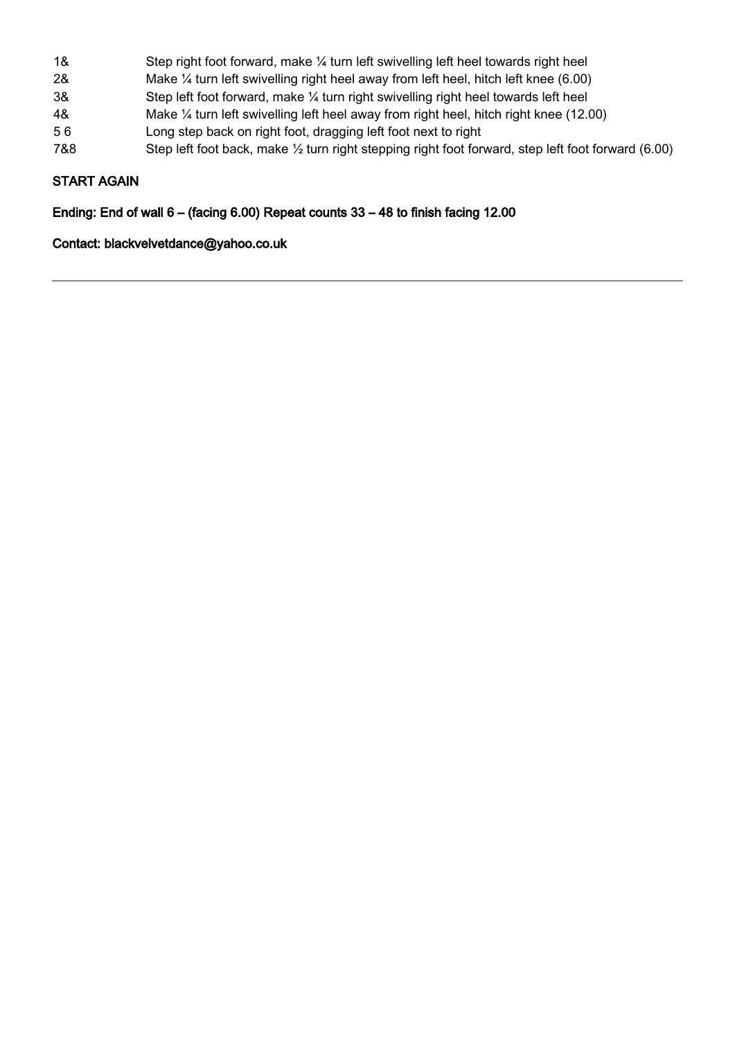| | |
|---|---|
| 1& | Step right foot forward, make ¼ turn left swivelling left heel towards right heel |
| 2& | Make ¼ turn left swivelling right heel away from left heel, hitch left knee (6.00) |
| 3& | Step left foot forward, make ¼ turn right swivelling right heel towards left heel |
| 4& | Make ¼ turn left swivelling left heel away from right heel, hitch right knee (12.00) |
| 5 6 | Long step back on right foot, dragging left foot next to right |
| 7&8 | Step left foot back, make ½ turn right stepping right foot forward, step left foot forward (6.00) |

**START AGAIN**

**Ending: End of wall 6 – (facing 6.00) Repeat counts 33 – 48 to finish facing 12.00**

**Contact: blackvelvetdance@yahoo.co.uk**

---